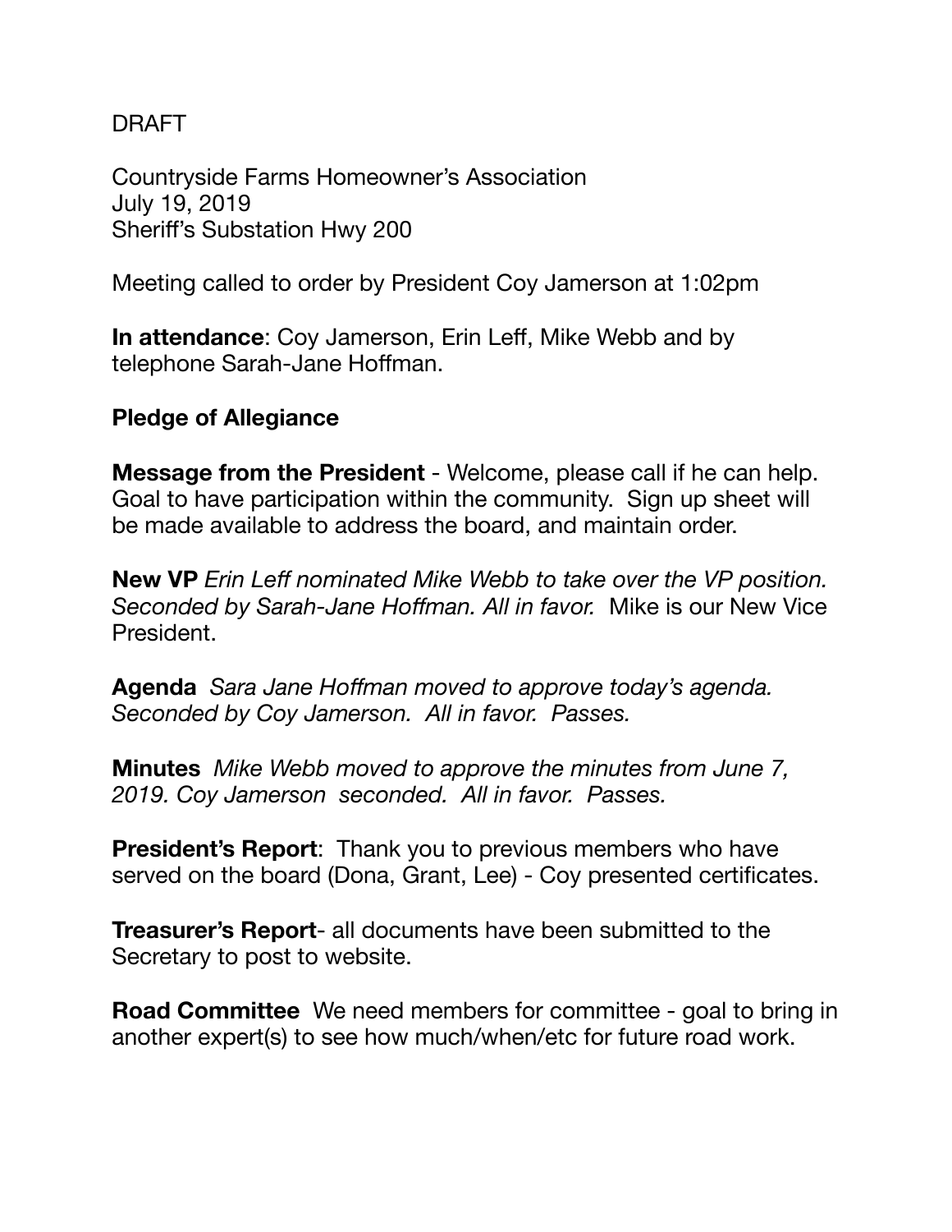DRAFT

Countryside Farms Homeowner's Association
July 19, 2019
Sheriff's Substation Hwy 200

Meeting called to order by President Coy Jamerson at 1:02pm

**In attendance**: Coy Jamerson, Erin Leff, Mike Webb and by telephone Sarah-Jane Hoffman.

**Pledge of Allegiance**

**Message from the President** - Welcome, please call if he can help. Goal to have participation within the community. Sign up sheet will be made available to address the board, and maintain order.

**New VP** *Erin Leff nominated Mike Webb to take over the VP position. Seconded by Sarah-Jane Hoffman. All in favor.* Mike is our New Vice President.

**Agenda** *Sara Jane Hoffman moved to approve today's agenda. Seconded by Coy Jamerson. All in favor. Passes.*

**Minutes** *Mike Webb moved to approve the minutes from June 7, 2019. Coy Jamerson seconded. All in favor. Passes.*

**President's Report**: Thank you to previous members who have served on the board (Dona, Grant, Lee) - Coy presented certificates.

**Treasurer's Report**- all documents have been submitted to the Secretary to post to website.

**Road Committee** We need members for committee - goal to bring in another expert(s) to see how much/when/etc for future road work.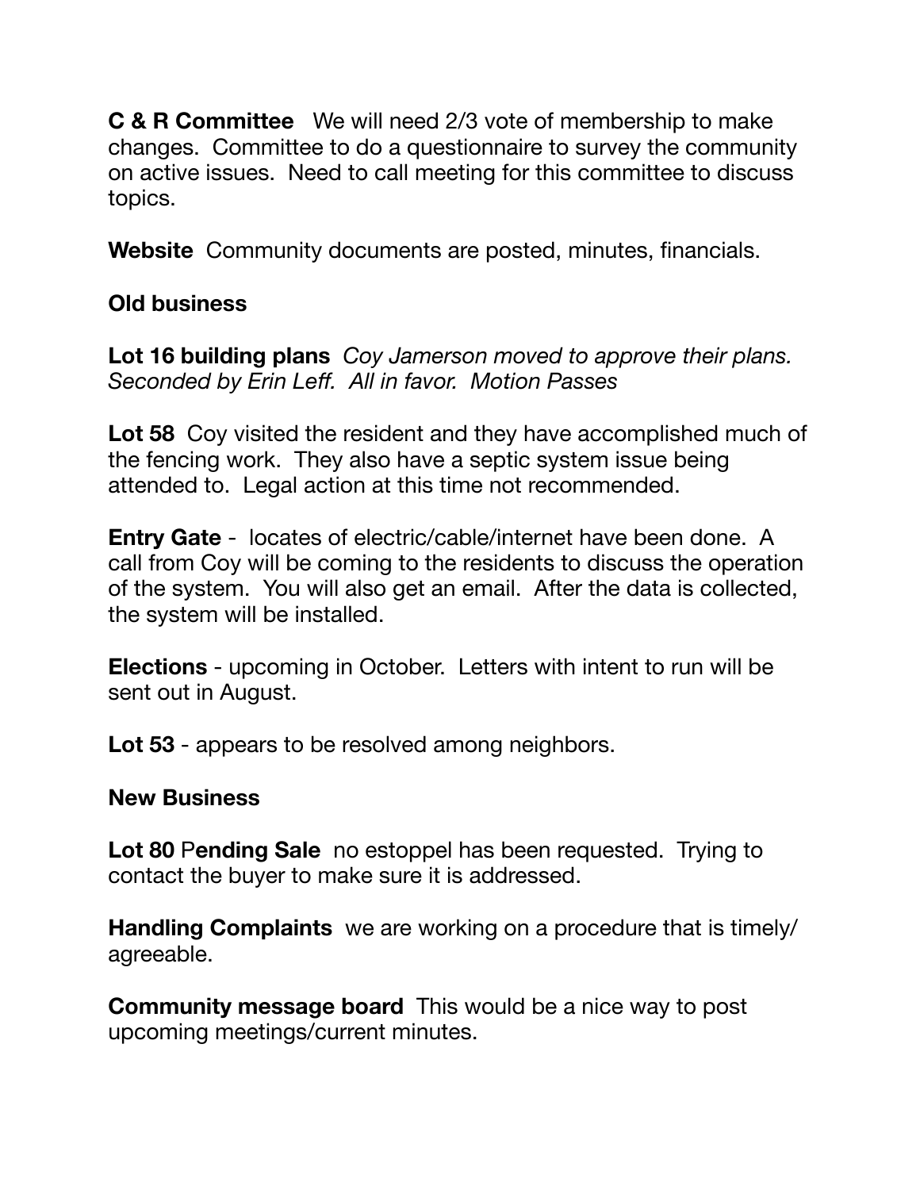**C & R Committee** We will need 2/3 vote of membership to make changes. Committee to do a questionnaire to survey the community on active issues. Need to call meeting for this committee to discuss topics.

**Website** Community documents are posted, minutes, financials.

**Old business**

**Lot 16 building plans** *Coy Jamerson moved to approve their plans. Seconded by Erin Leff. All in favor. Motion Passes*

**Lot 58** Coy visited the resident and they have accomplished much of the fencing work. They also have a septic system issue being attended to. Legal action at this time not recommended.

**Entry Gate** - locates of electric/cable/internet have been done. A call from Coy will be coming to the residents to discuss the operation of the system. You will also get an email. After the data is collected, the system will be installed.

**Elections** - upcoming in October. Letters with intent to run will be sent out in August.

**Lot 53** - appears to be resolved among neighbors.

**New Business**

**Lot 80** P**ending Sale** no estoppel has been requested. Trying to contact the buyer to make sure it is addressed.

**Handling Complaints** we are working on a procedure that is timely/ agreeable.

**Community message board** This would be a nice way to post upcoming meetings/current minutes.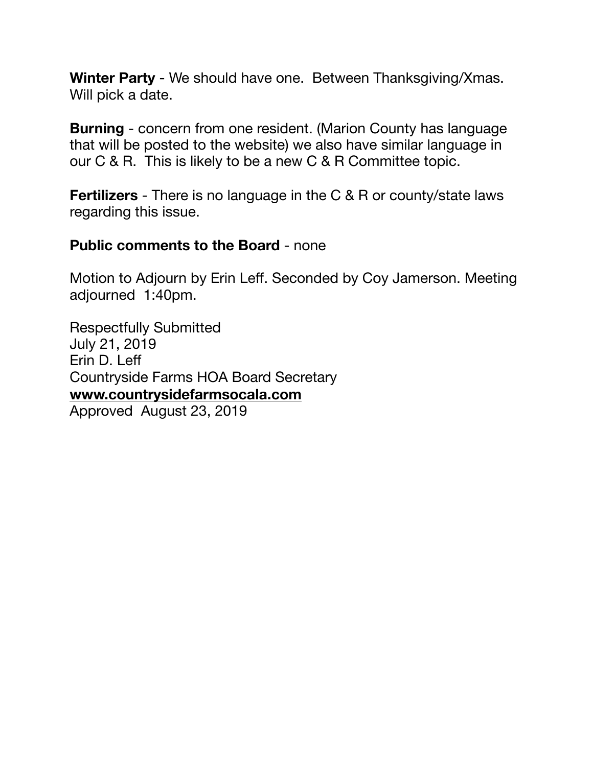**Winter Party** - We should have one. Between Thanksgiving/Xmas. Will pick a date.

**Burning** - concern from one resident. (Marion County has language that will be posted to the website) we also have similar language in our C & R. This is likely to be a new C & R Committee topic.

**Fertilizers** - There is no language in the C & R or county/state laws regarding this issue.

**Public comments to the Board** - none

Motion to Adjourn by Erin Leff. Seconded by Coy Jamerson. Meeting adjourned 1:40pm.

Respectfully Submitted  
July 21, 2019  
Erin D. Leff  
Countryside Farms HOA Board Secretary  
**www.countrysidefarmsocala.com**  
Approved August 23, 2019